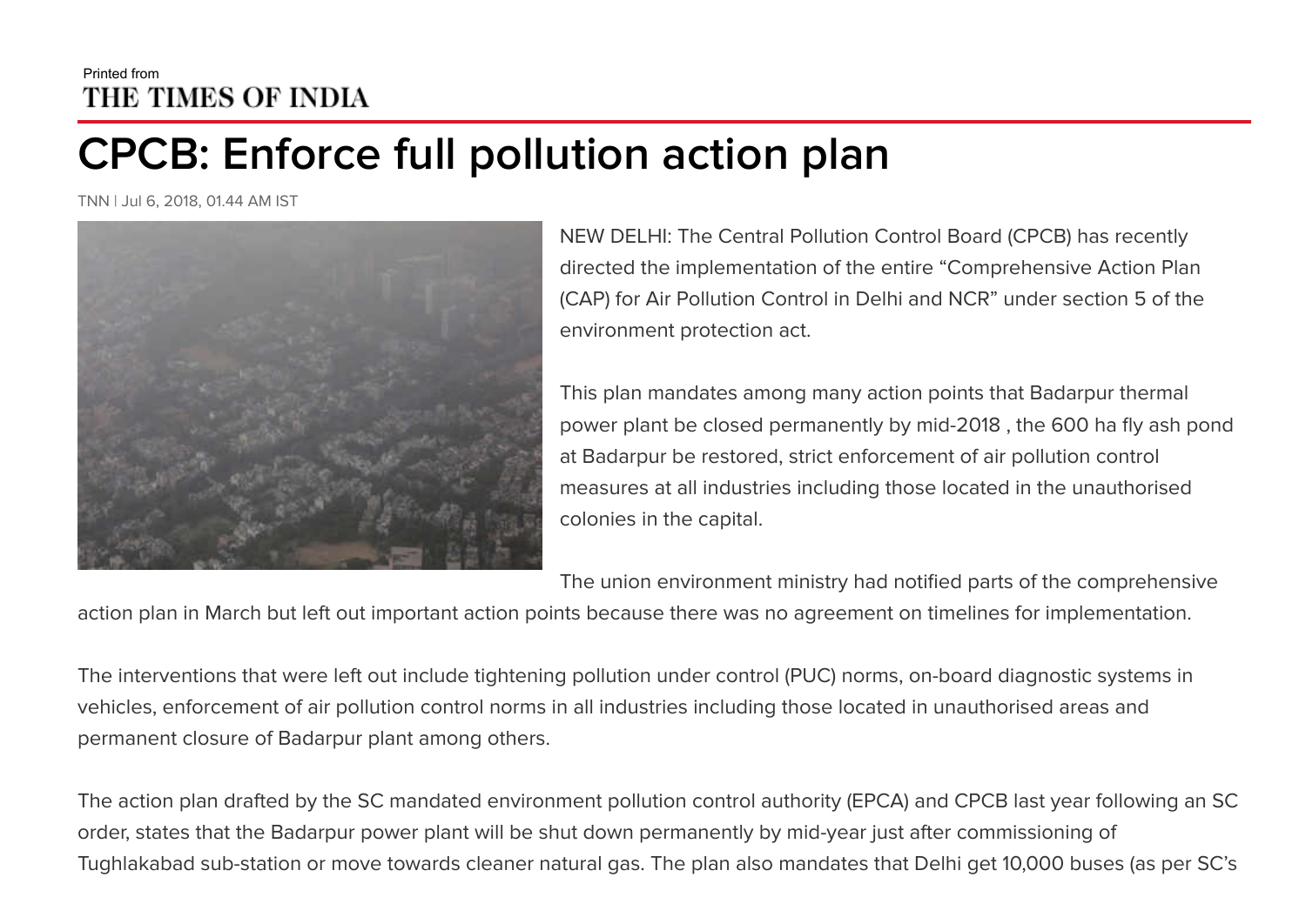Printed from
THE TIMES OF INDIA

# CPCB: Enforce full pollution action plan

TNN | Jul 6, 2018, 01.44 AM IST

NEW DELHI: The Central Pollution Control Board (CPCB) has recently directed the implementation of the entire "Comprehensive Action Plan (CAP) for Air Pollution Control in Delhi and NCR" under section 5 of the environment protection act.

This plan mandates among many action points that Badarpur thermal power plant be closed permanently by mid-2018 , the 600 ha fly ash pond at Badarpur be restored, strict enforcement of air pollution control measures at all industries including those located in the unauthorised colonies in the capital.

The union environment ministry had notified parts of the comprehensive action plan in March but left out important action points because there was no agreement on timelines for implementation.

The interventions that were left out include tightening pollution under control (PUC) norms, on-board diagnostic systems in vehicles, enforcement of air pollution control norms in all industries including those located in unauthorised areas and permanent closure of Badarpur plant among others.

The action plan drafted by the SC mandated environment pollution control authority (EPCA) and CPCB last year following an SC order, states that the Badarpur power plant will be shut down permanently by mid-year just after commissioning of Tughlakabad sub-station or move towards cleaner natural gas. The plan also mandates that Delhi get 10,000 buses (as per SC's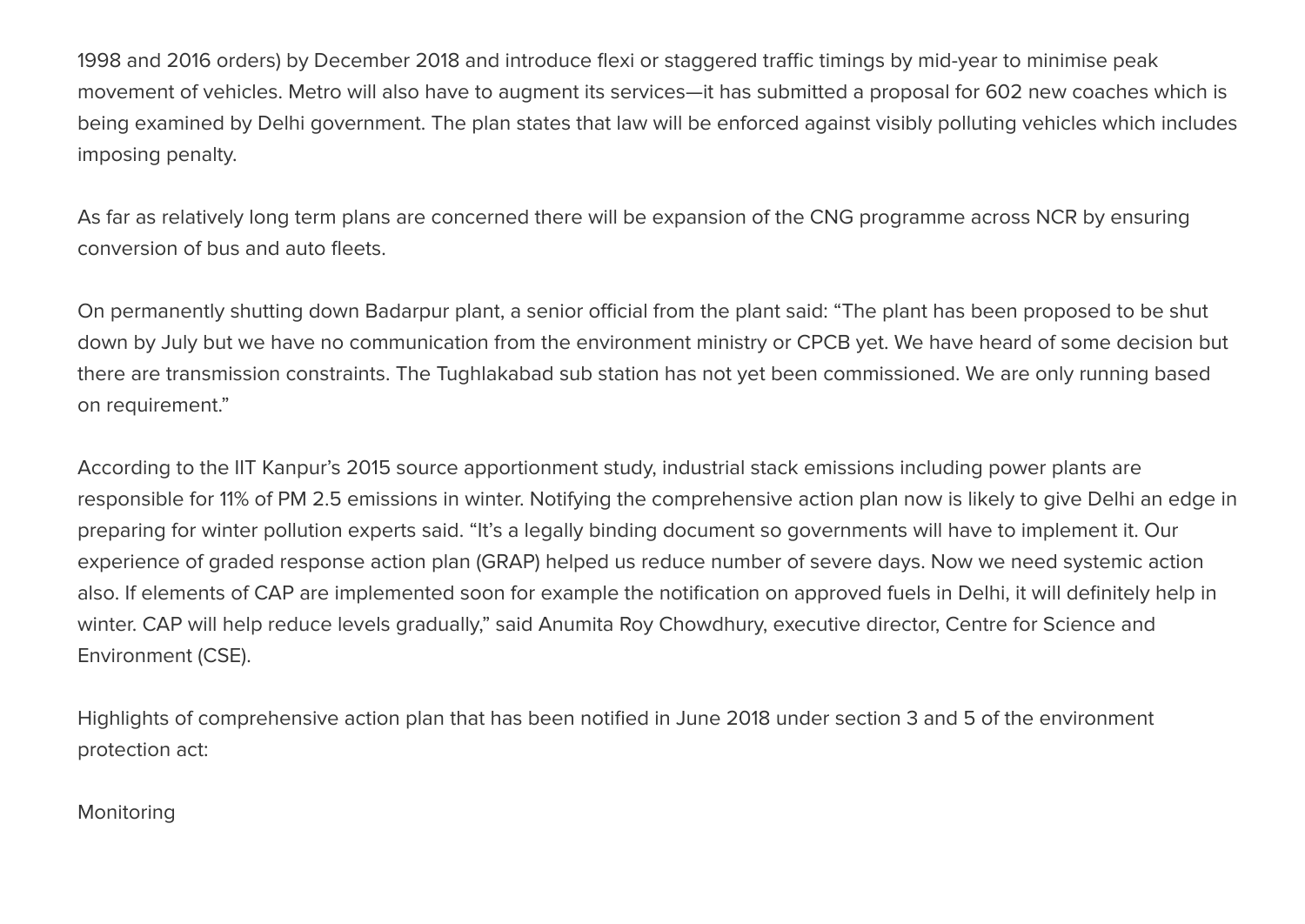1998 and 2016 orders) by December 2018 and introduce flexi or staggered traffic timings by mid-year to minimise peak movement of vehicles. Metro will also have to augment its services—it has submitted a proposal for 602 new coaches which is being examined by Delhi government. The plan states that law will be enforced against visibly polluting vehicles which includes imposing penalty.

As far as relatively long term plans are concerned there will be expansion of the CNG programme across NCR by ensuring conversion of bus and auto fleets.

On permanently shutting down Badarpur plant, a senior official from the plant said: "The plant has been proposed to be shut down by July but we have no communication from the environment ministry or CPCB yet. We have heard of some decision but there are transmission constraints. The Tughlakabad sub station has not yet been commissioned. We are only running based on requirement."

According to the IIT Kanpur's 2015 source apportionment study, industrial stack emissions including power plants are responsible for 11% of PM 2.5 emissions in winter. Notifying the comprehensive action plan now is likely to give Delhi an edge in preparing for winter pollution experts said. "It's a legally binding document so governments will have to implement it. Our experience of graded response action plan (GRAP) helped us reduce number of severe days. Now we need systemic action also. If elements of CAP are implemented soon for example the notification on approved fuels in Delhi, it will definitely help in winter. CAP will help reduce levels gradually," said Anumita Roy Chowdhury, executive director, Centre for Science and Environment (CSE).

Highlights of comprehensive action plan that has been notified in June 2018 under section 3 and 5 of the environment protection act:

Monitoring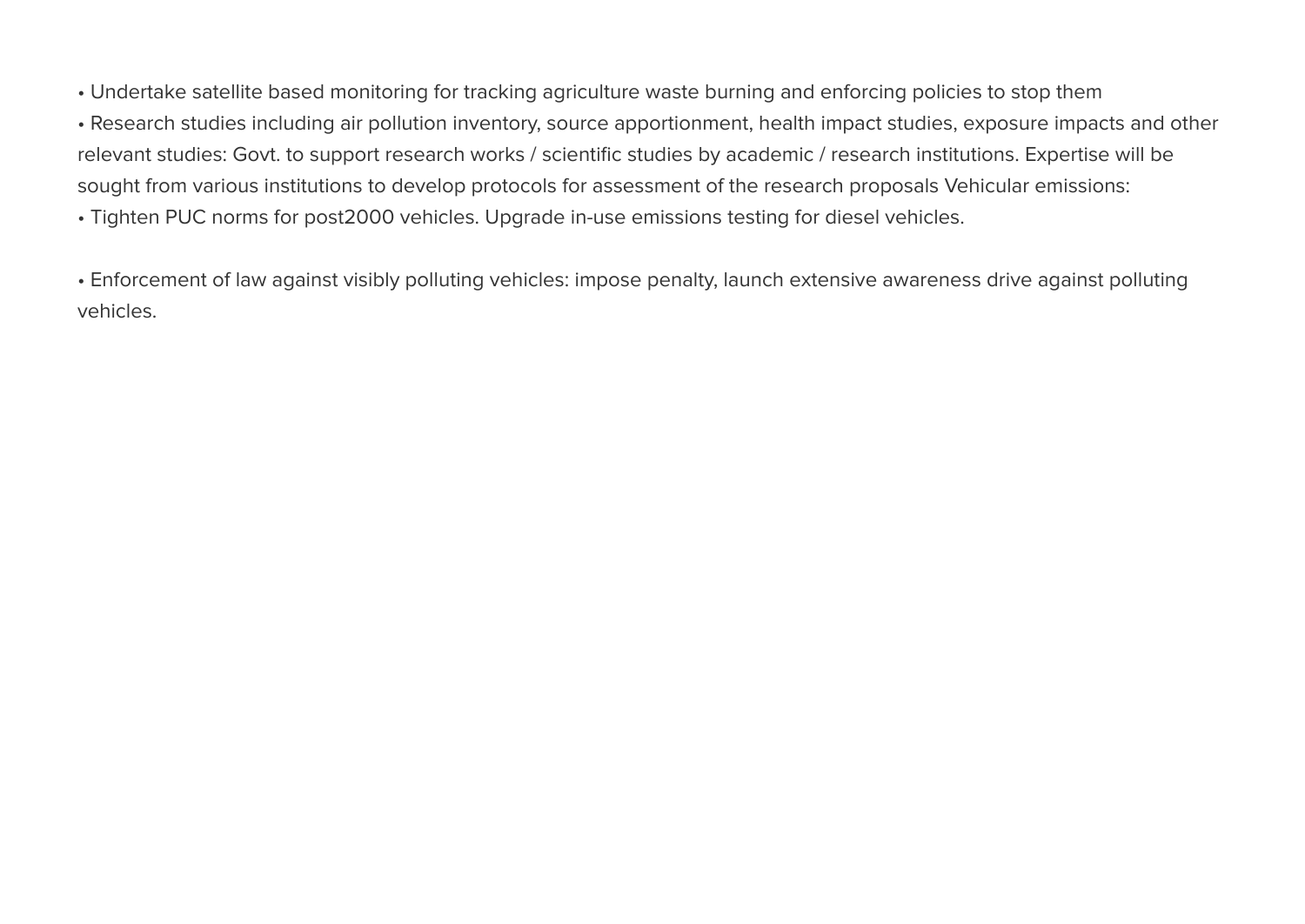- Undertake satellite based monitoring for tracking agriculture waste burning and enforcing policies to stop them
- Research studies including air pollution inventory, source apportionment, health impact studies, exposure impacts and other relevant studies: Govt. to support research works / scientific studies by academic / research institutions. Expertise will be sought from various institutions to develop protocols for assessment of the research proposals Vehicular emissions:
- Tighten PUC norms for post2000 vehicles. Upgrade in-use emissions testing for diesel vehicles.

- Enforcement of law against visibly polluting vehicles: impose penalty, launch extensive awareness drive against polluting vehicles.